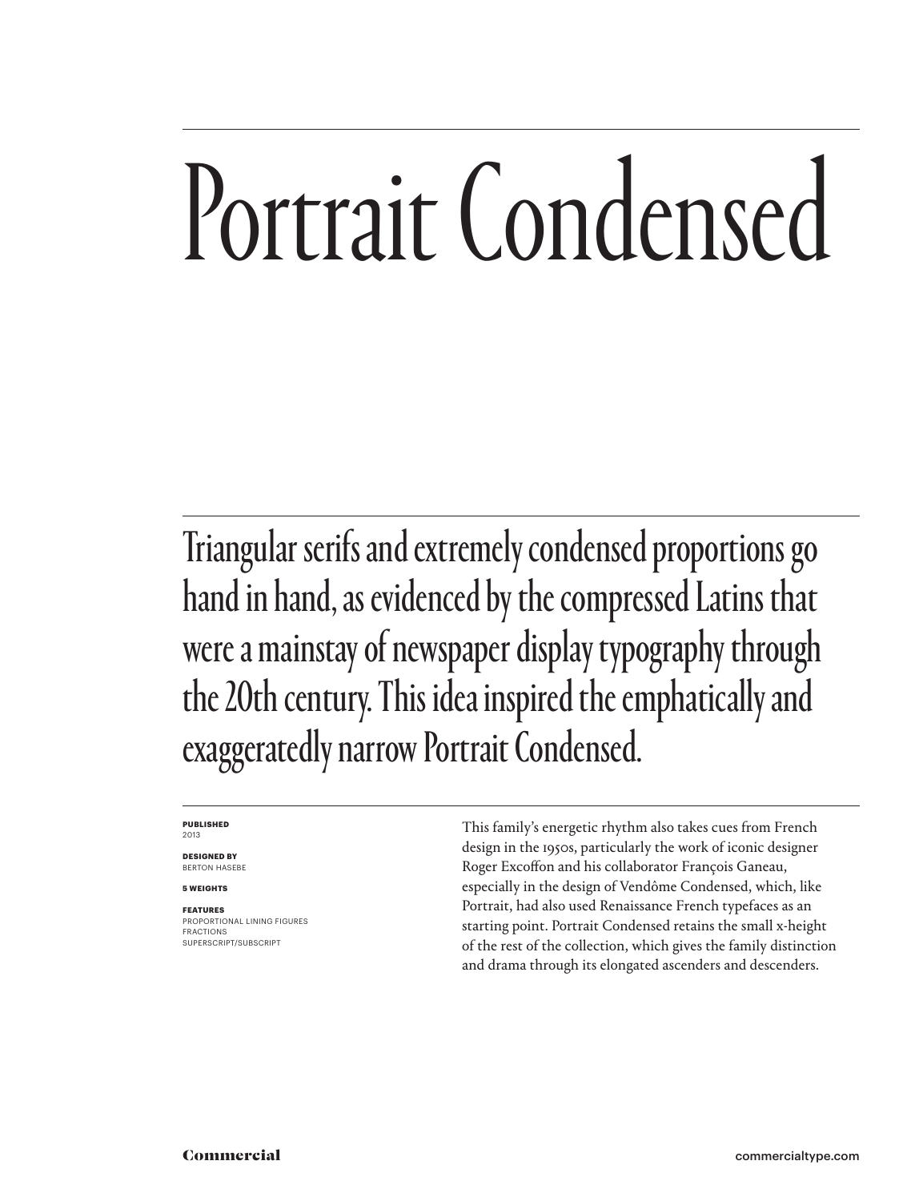# Portrait Condensed

Triangular serifs and extremely condensed proportions go hand in hand, as evidenced by the compressed Latins that were a mainstay of newspaper display typography through the 20th century. This idea inspired the emphatically and exaggeratedly narrow Portrait Condensed.

**PUBLISHED**
2013

**DESIGNED BY**
BERTON HASEBE

**5 WEIGHTS**

**FEATURES**
PROPORTIONAL LINING FIGURES
FRACTIONS
SUPERSCRIPT/SUBSCRIPT

This family's energetic rhythm also takes cues from French design in the 1950s, particularly the work of iconic designer Roger Excoffon and his collaborator François Ganeau, especially in the design of Vendôme Condensed, which, like Portrait, had also used Renaissance French typefaces as an starting point. Portrait Condensed retains the small x-height of the rest of the collection, which gives the family distinction and drama through its elongated ascenders and descenders.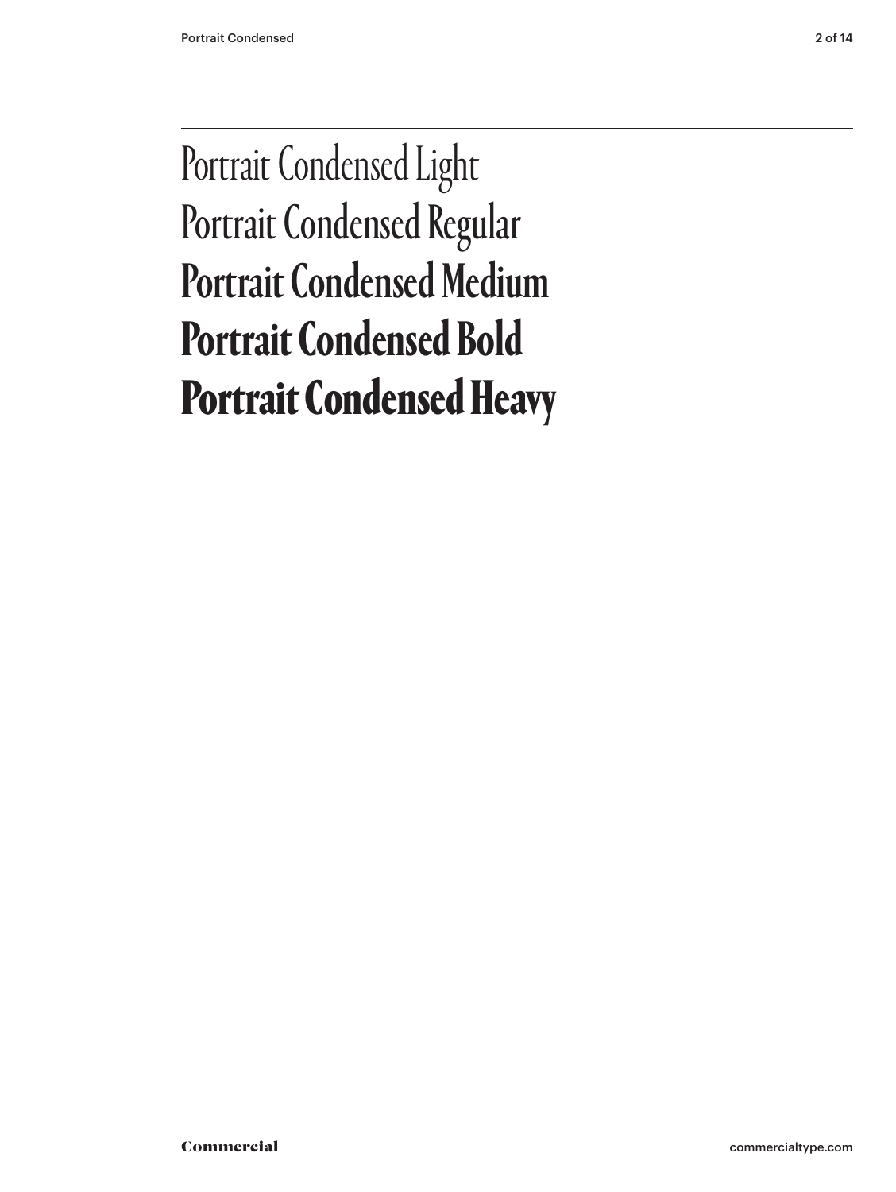Portrait Condensed Light

Portrait Condensed Regular

**Portrait Condensed Medium**

**Portrait Condensed Bold**

**Portrait Condensed Heavy**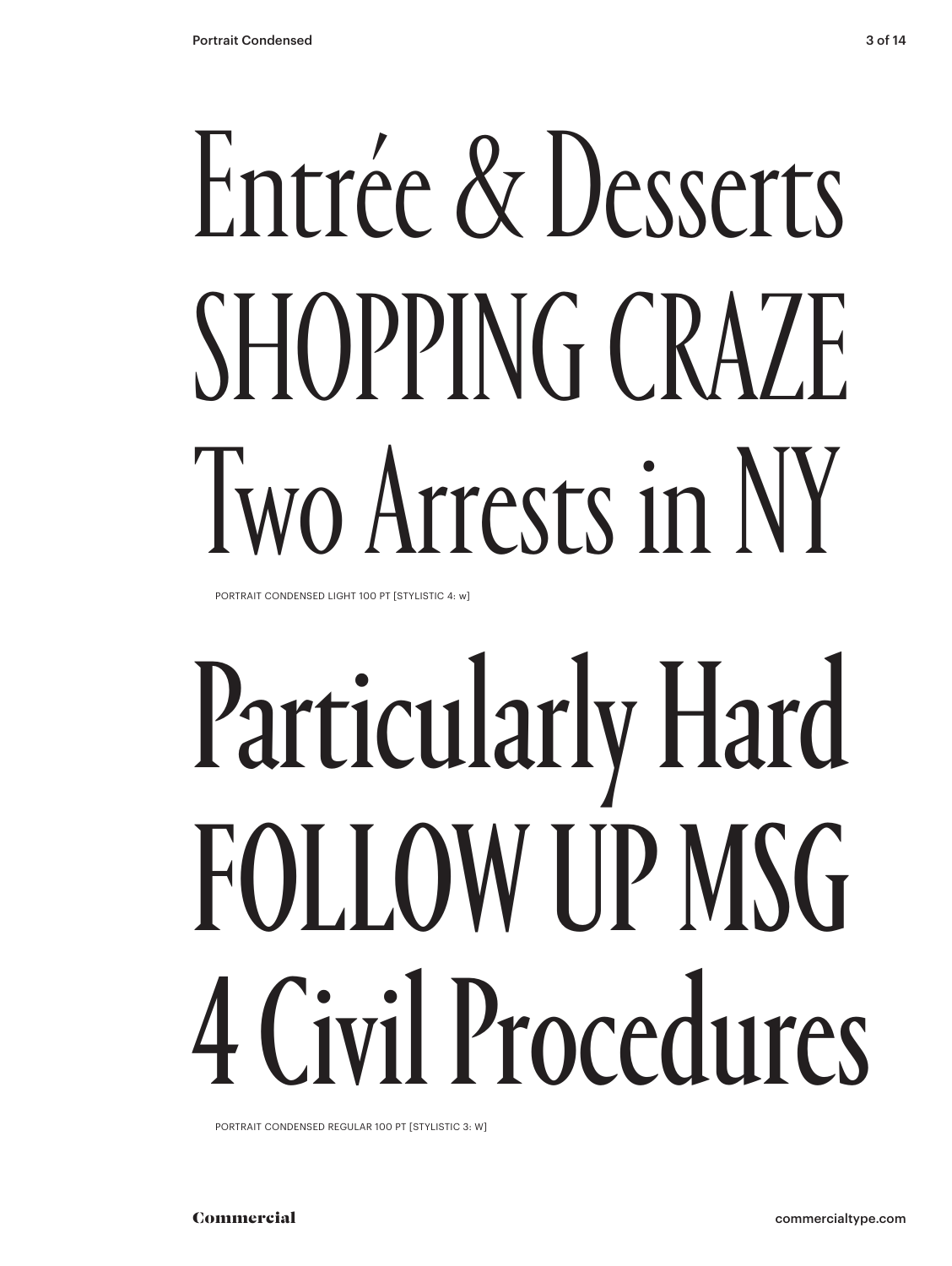Entrée & Desserts
SHOPPING CRAZE
Two Arrests in NY

PORTRAIT CONDENSED LIGHT 100 PT [STYLISTIC 4: w]

Particularly Hard
FOLLOW UP MSG
4 Civil Procedures

PORTRAIT CONDENSED REGULAR 100 PT [STYLISTIC 3: W]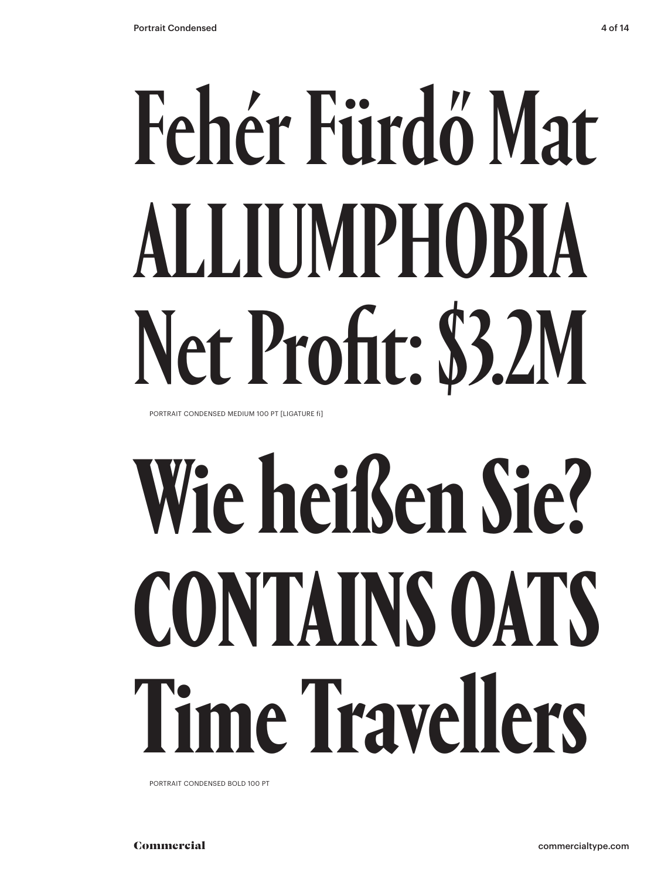Fehér Fürdő Mat
ALLIUMPHOBIA
Net Profit: $3.2M

PORTRAIT CONDENSED MEDIUM 100 PT [LIGATURE fi]

Wie heißen Sie?
CONTAINS OATS
Time Travellers

PORTRAIT CONDENSED BOLD 100 PT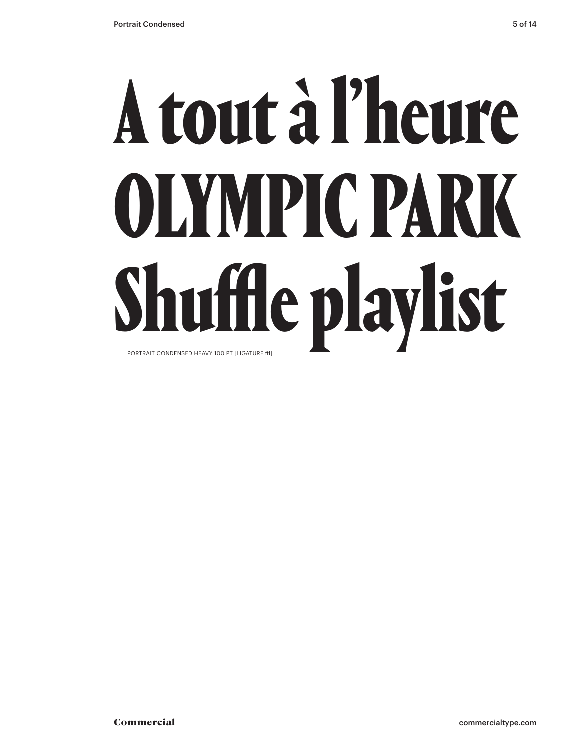# A tout à l’heure
# OLYMPIC PARK
# Shuffle playlist

PORTRAIT CONDENSED HEAVY 100 PT [LIGATURE ffl]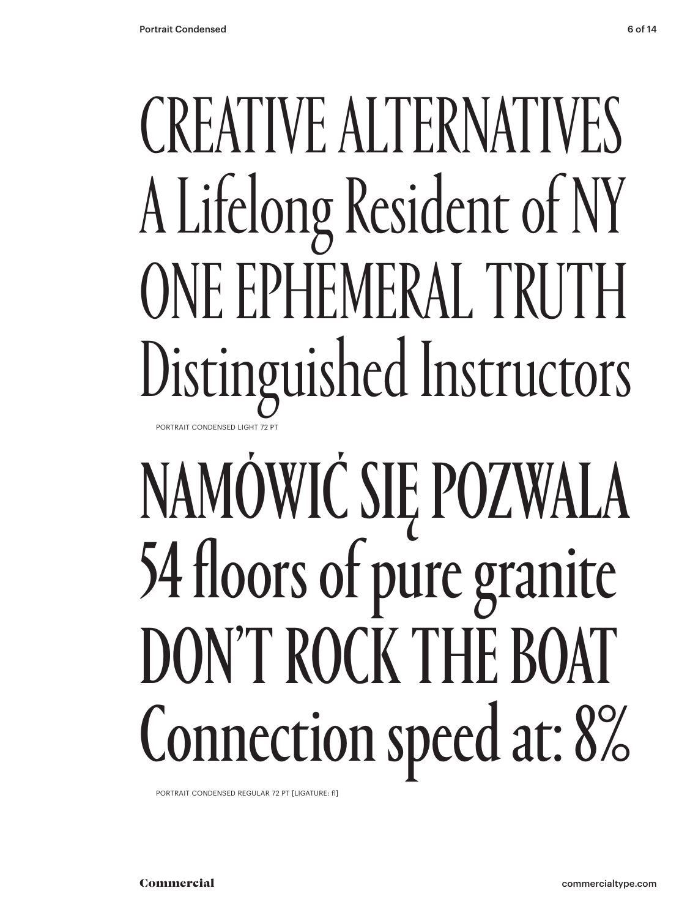CREATIVE ALTERNATIVES
A Lifelong Resident of NY
ONE EPHEMERAL TRUTH
Distinguished Instructors

PORTRAIT CONDENSED LIGHT 72 PT

NAMÓWIĆ SIĘ POZWALA
54 floors of pure granite
DON'T ROCK THE BOAT
Connection speed at: 8%

PORTRAIT CONDENSED REGULAR 72 PT [LIGATURE: fl]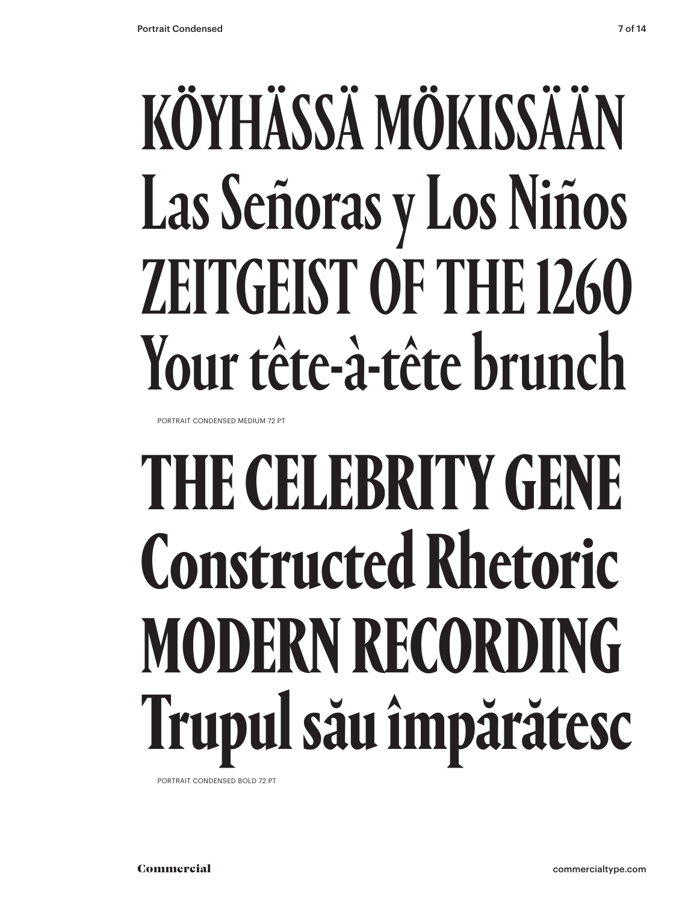KÖYHÄSSÄ MÖKISSÄÄN
Las Señoras y Los Niños
ZEITGEIST OF THE 1260
Your tête-à-tête brunch

PORTRAIT CONDENSED MEDIUM 72 PT

**THE CELEBRITY GENE**
**Constructed Rhetoric**
**MODERN RECORDING**
**Trupul său împărătesc**

PORTRAIT CONDENSED BOLD 72 PT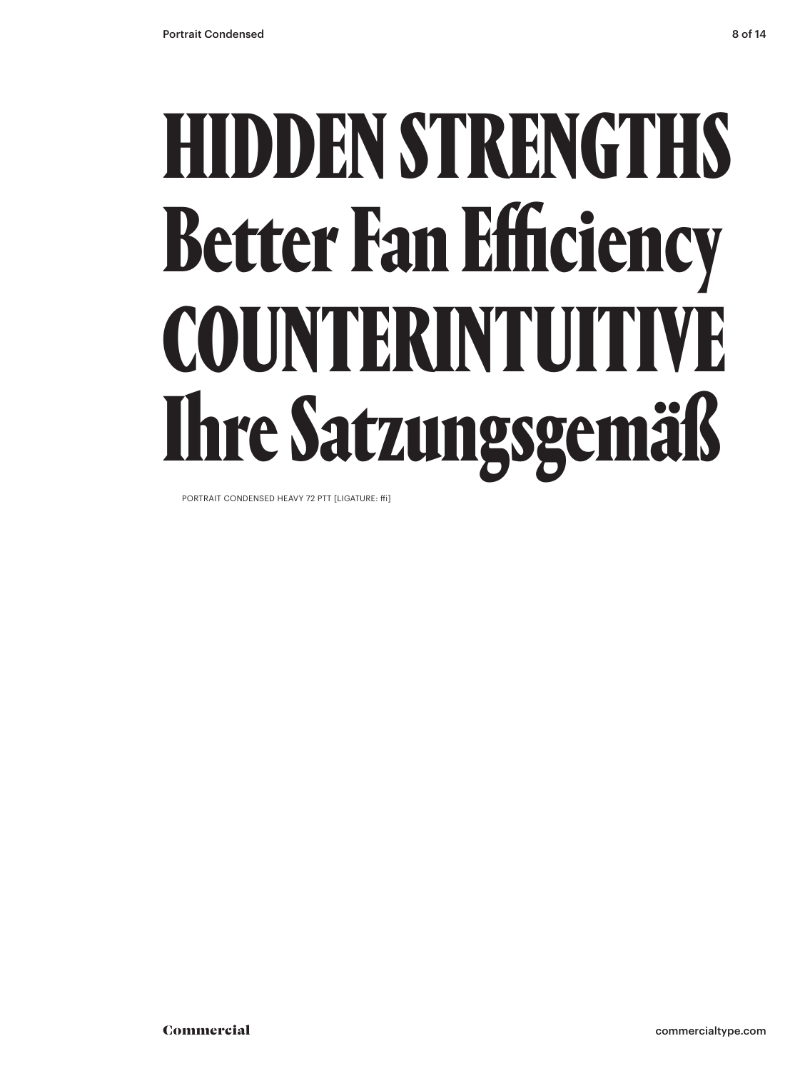HIDDEN STRENGTHS
Better Fan Efficiency
COUNTERINTUITIVE
Ihre Satzungsgemäß

PORTRAIT CONDENSED HEAVY 72 PTT [LIGATURE: ffi]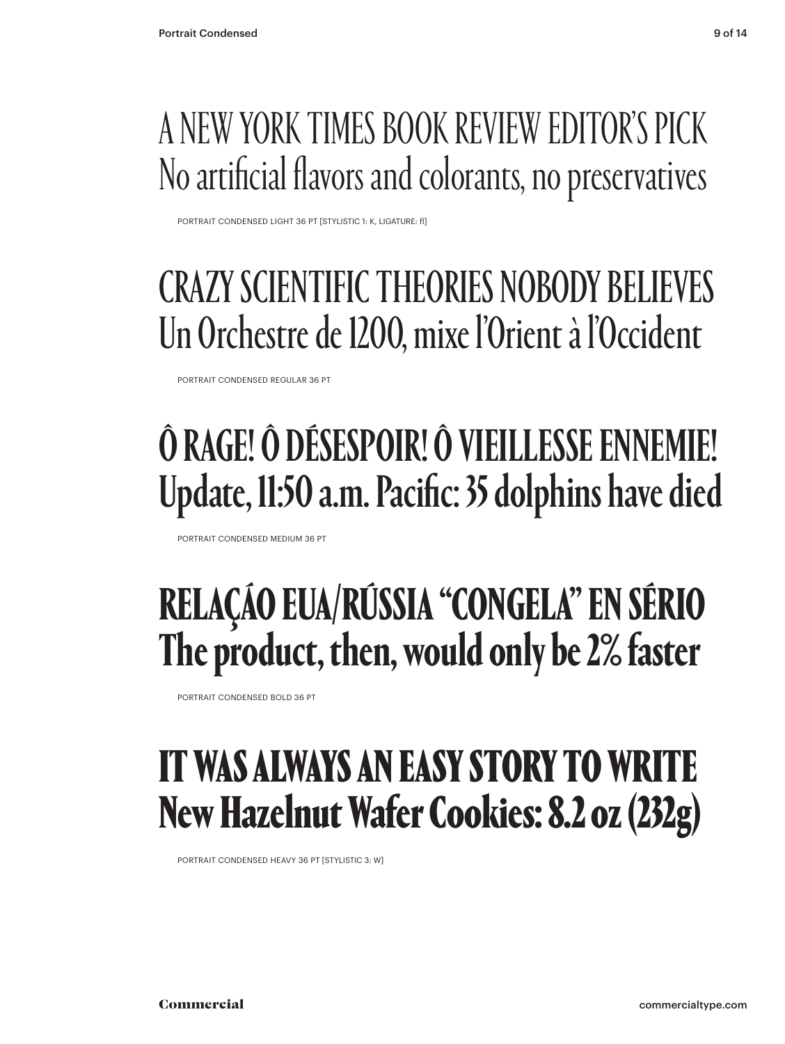A NEW YORK TIMES BOOK REVIEW EDITOR'S PICK
No artificial flavors and colorants, no preservatives

PORTRAIT CONDENSED LIGHT 36 PT [STYLISTIC 1: K, LIGATURE: fl]

CRAZY SCIENTIFIC THEORIES NOBODY BELIEVES
Un Orchestre de 1200, mixe l'Orient à l'Occident

PORTRAIT CONDENSED REGULAR 36 PT

Ô RAGE! Ô DÉSESPOIR! Ô VIEILLESSE ENNEMIE!
Update, 11:50 a.m. Pacific: 35 dolphins have died

PORTRAIT CONDENSED MEDIUM 36 PT

**RELAÇÃO EUA/RÚSSIA "CONGELA" EN SÉRIO**
**The product, then, would only be 2% faster**

PORTRAIT CONDENSED BOLD 36 PT

**IT WAS ALWAYS AN EASY STORY TO WRITE**
**New Hazelnut Wafer Cookies: 8.2 oz (232g)**

PORTRAIT CONDENSED HEAVY 36 PT [STYLISTIC 3: W]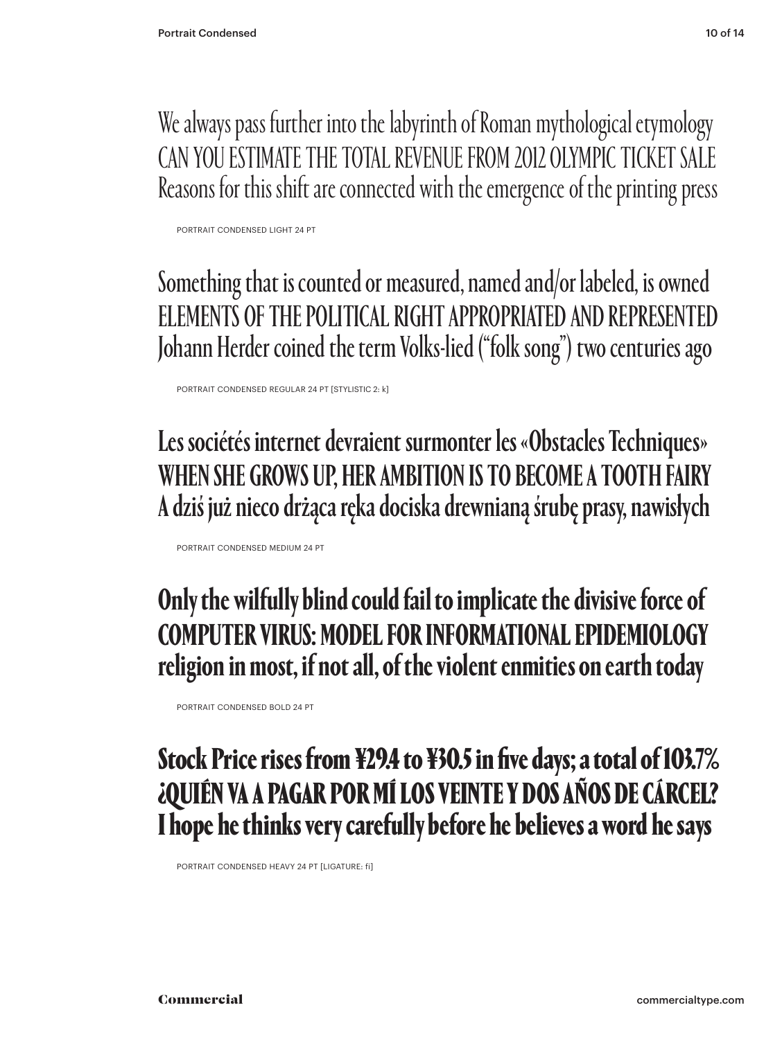We always pass further into the labyrinth of Roman mythological etymology
CAN YOU ESTIMATE THE TOTAL REVENUE FROM 2012 OLYMPIC TICKET SALE
Reasons for this shift are connected with the emergence of the printing press

PORTRAIT CONDENSED LIGHT 24 PT

Something that is counted or measured, named and/or labeled, is owned
ELEMENTS OF THE POLITICAL RIGHT APPROPRIATED AND REPRESENTED
Johann Herder coined the term Volks-lied ("folk song") two centuries ago

PORTRAIT CONDENSED REGULAR 24 PT [STYLISTIC 2: k]

Les sociétés internet devraient surmonter les «Obstacles Techniques»
WHEN SHE GROWS UP, HER AMBITION IS TO BECOME A TOOTH FAIRY
A dziś już nieco drżąca ręka dociska drewnianą śrubę prasy, nawisłych

PORTRAIT CONDENSED MEDIUM 24 PT

**Only the wilfully blind could fail to implicate the divisive force of**
**COMPUTER VIRUS: MODEL FOR INFORMATIONAL EPIDEMIOLOGY**
**religion in most, if not all, of the violent enmities on earth today**

PORTRAIT CONDENSED BOLD 24 PT

**Stock Price rises from ¥29.4 to ¥30.5 in five days; a total of 103.7%**
**¿QUIÉN VA A PAGAR POR MÍ LOS VEINTE Y DOS AÑOS DE CÁRCEL?**
**I hope he thinks very carefully before he believes a word he says**

PORTRAIT CONDENSED HEAVY 24 PT [LIGATURE: fi]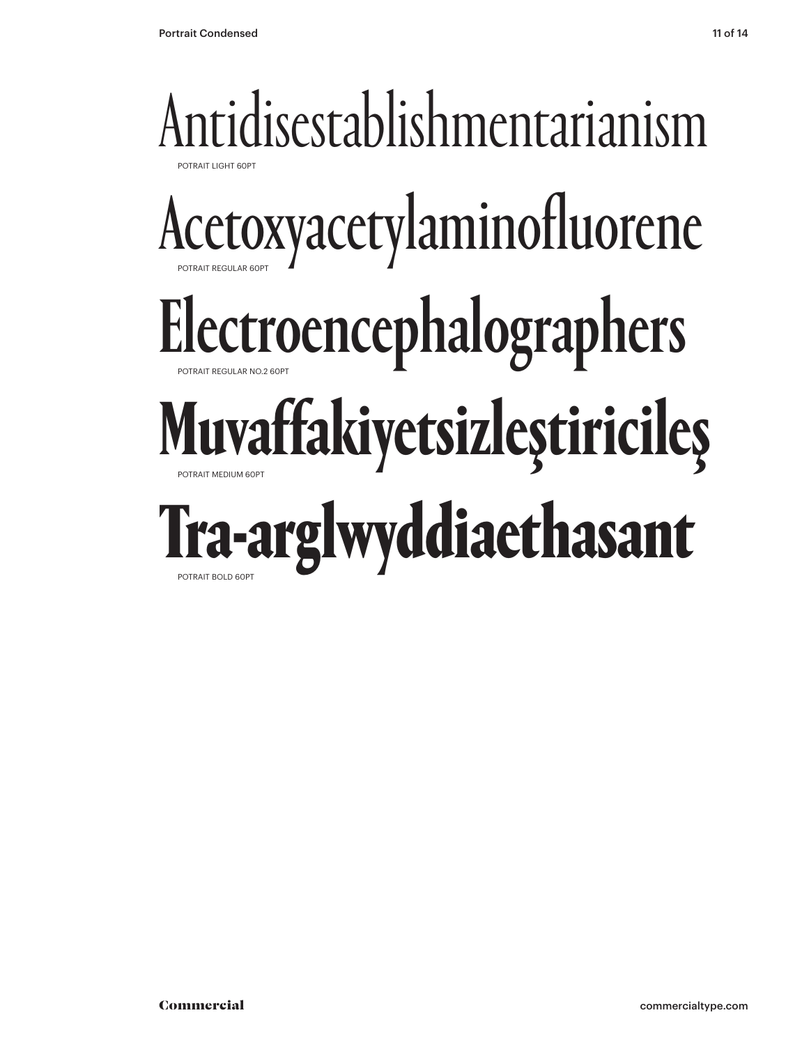Antidisestablishmentarianism

POTRAIT LIGHT 60PT

Acetoxyacetylaminofluorene

POTRAIT REGULAR 60PT

Electroencephalographers

POTRAIT REGULAR NO.2 60PT

**Muvaffakiyetsizleştiricileş**

POTRAIT MEDIUM 60PT

**Tra-arglwyddiaethasant**

POTRAIT BOLD 60PT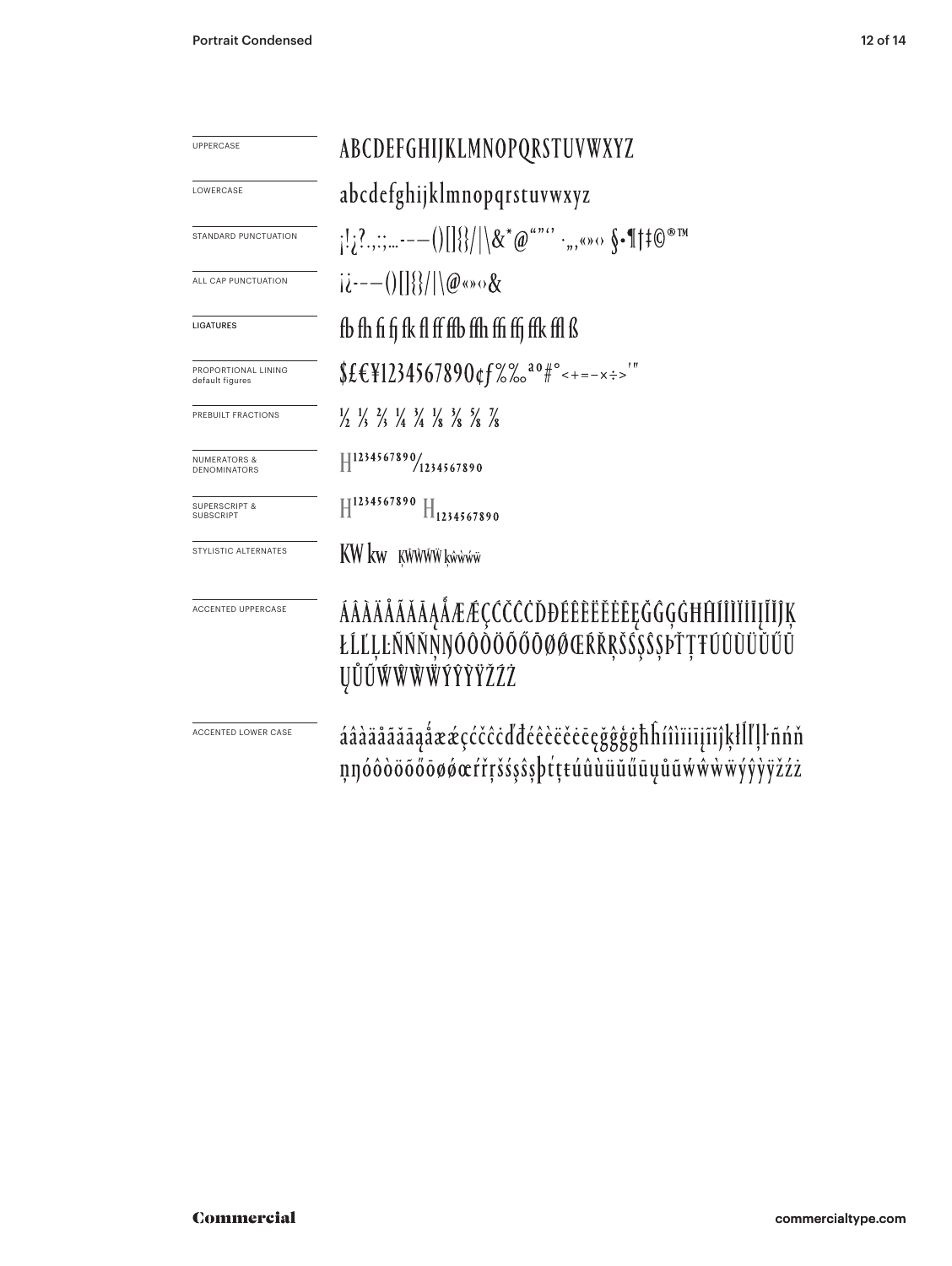| | |
|---|---|
| UPPERCASE | ABCDEFGHIJKLMNOPQRSTUVWXYZ |
| LOWERCASE | abcdefghijklmnopqrstuvwxyz |
| STANDARD PUNCTUATION | ¡!¿?.,:;…-–—()[]{}/\|\&*@"",' ·„‚«»‹› §•¶†‡©®™ |
| ALL CAP PUNCTUATION | ¡¿-–—()[]{}/\|\@«»‹›& |
| LIGATURES | fb fh fi fj fk fl ff ffb ffh ffi ffj ffk ffl ß |
| PROPORTIONAL LINING default figures | $£€¥1234567890¢ƒ%‰ªº#°<+=−×÷>′″ |
| PREBUILT FRACTIONS | ½ ⅓ ⅔ ¼ ¾ ⅛ ⅜ ⅝ ⅞ |
| NUMERATORS & DENOMINATORS | H1234567890/1234567890 |
| SUPERSCRIPT & SUBSCRIPT | H1234567890 H1234567890 |
| STYLISTIC ALTERNATES | KW kw ĶŴẀẂẄ ķŵẁẃẅ |
| ACCENTED UPPERCASE | ÁÂÀÄÅÃĂĀĄǺÆǼÇĆČĈĊĎĐÉÊÈËĚĖĒĘĞĜĢĠĦĤÍÎÌÏİĪĮĨĬĴĶŁĹĽĻĿÑŃŇŅŊÓÔÒÖÕŐŌØǾŒŔŘŖŠŚŞŜȘÞŤŢŦÚÛÙÜŬŰŪŲŮŨẂŴẀẄÝŶỲŸŽŹŻ |
| ACCENTED LOWER CASE | áâàäåãăāąǻæǽçćčĉċďđéêèëěėēęğĝģġħĥíîìïiīįĩĭĵķłĺľļŀñńňņŋóôòöõőōøǿœŕřŗšśşŝșþťţŧúûùüŭűūųůũẃŵẁẅýŷỳÿžźż |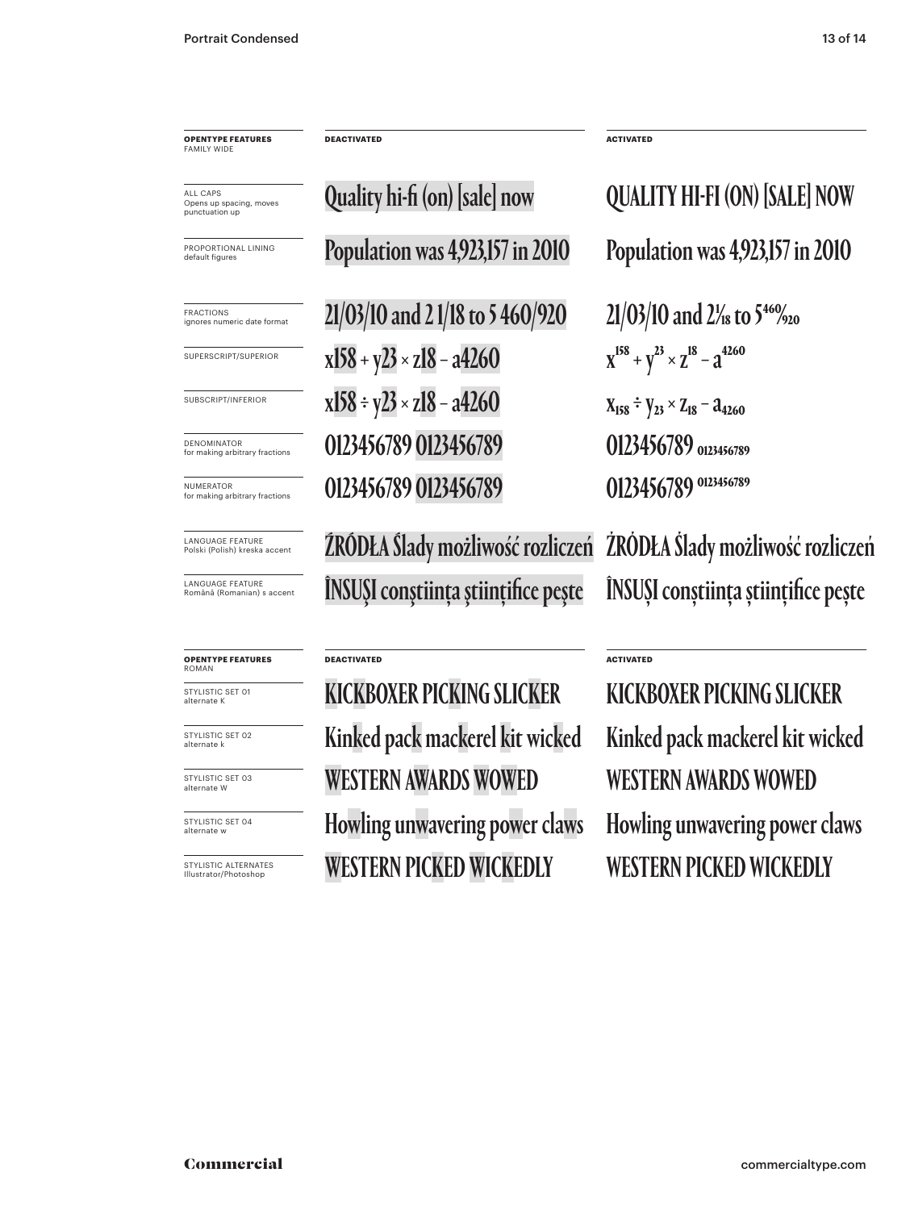| OPENTYPE FEATURES FAMILY WIDE | DEACTIVATED | ACTIVATED |
|---|---|---|
| ALL CAPS Opens up spacing, moves punctuation up | Quality hi-fi (on) [sale] now | QUALITY HI-FI (ON) [SALE] NOW |
| PROPORTIONAL LINING default figures | Population was 4,923,157 in 2010 | Population was 4,923,157 in 2010 |
| FRACTIONS ignores numeric date format | 21/03/10 and 2 1/18 to 5 460/920 | 21/03/10 and 2 1/18 to 5 460/920 |
| SUPERSCRIPT/SUPERIOR | x158 + y23 × z18 – a4260 | $x^{158} + y^{23} \times z^{18} - a^{4260}$ |
| SUBSCRIPT/INFERIOR | x158 ÷ y23 × z18 – a4260 | $x_{158} \div y_{23} \times z_{18} - a_{4260}$ |
| DENOMINATOR for making arbitrary fractions | 0123456789 0123456789 | 0123456789 $_{0123456789}$ |
| NUMERATOR for making arbitrary fractions | 0123456789 0123456789 | 0123456789 $^{0123456789}$ |
| LANGUAGE FEATURE Polski (Polish) kreska accent | ŹRÓDŁA Ślady możliwość rozliczeń | ŹRÓDŁA Ślady możliwość rozliczeń |
| LANGUAGE FEATURE Română (Romanian) s accent | ÎNSUŞI conştiinţa ştiinţifice peşte | ÎNSUȘI conștiința științifice pește |

| OPENTYPE FEATURES ROMAN | DEACTIVATED | ACTIVATED |
|---|---|---|
| STYLISTIC SET 01 alternate K | KICKBOXER PICKING SLICKER | KICKBOXER PICKING SLICKER |
| STYLISTIC SET 02 alternate k | Kinked pack mackerel kit wicked | Kinked pack mackerel kit wicked |
| STYLISTIC SET 03 alternate W | WESTERN AWARDS WOWED | WESTERN AWARDS WOWED |
| STYLISTIC SET 04 alternate w | Howling unwavering power claws | Howling unwavering power claws |
| STYLISTIC ALTERNATES Illustrator/Photoshop | WESTERN PICKED WICKEDLY | WESTERN PICKED WICKEDLY |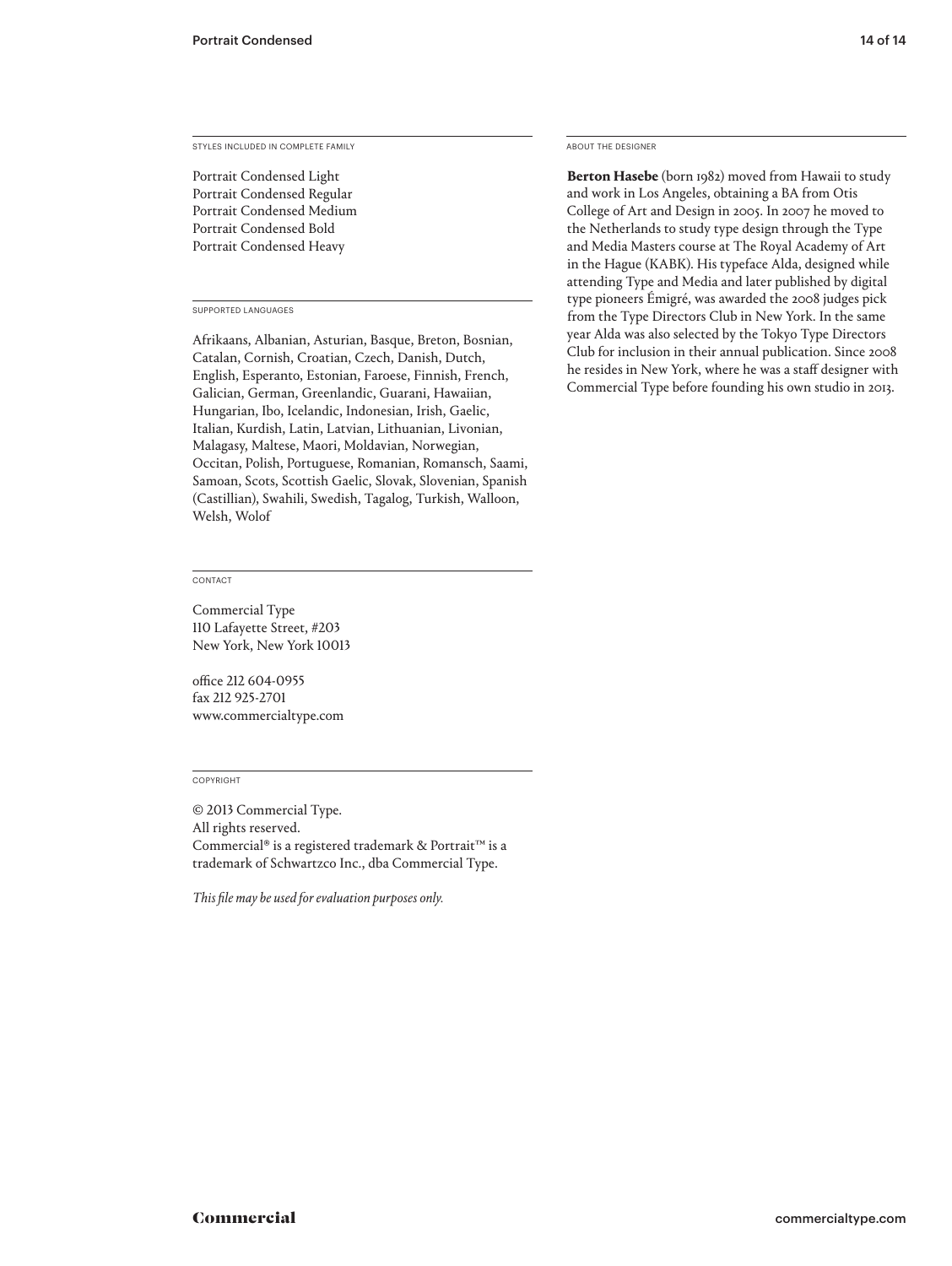## STYLES INCLUDED IN COMPLETE FAMILY

Portrait Condensed Light
Portrait Condensed Regular
Portrait Condensed Medium
Portrait Condensed Bold
Portrait Condensed Heavy

## SUPPORTED LANGUAGES

Afrikaans, Albanian, Asturian, Basque, Breton, Bosnian, Catalan, Cornish, Croatian, Czech, Danish, Dutch, English, Esperanto, Estonian, Faroese, Finnish, French, Galician, German, Greenlandic, Guarani, Hawaiian, Hungarian, Ibo, Icelandic, Indonesian, Irish, Gaelic, Italian, Kurdish, Latin, Latvian, Lithuanian, Livonian, Malagasy, Maltese, Maori, Moldavian, Norwegian, Occitan, Polish, Portuguese, Romanian, Romansch, Saami, Samoan, Scots, Scottish Gaelic, Slovak, Slovenian, Spanish (Castillian), Swahili, Swedish, Tagalog, Turkish, Walloon, Welsh, Wolof

## CONTACT

Commercial Type
110 Lafayette Street, #203
New York, New York 10013

office 212 604-0955
fax 212 925-2701
www.commercialtype.com

## COPYRIGHT

© 2013 Commercial Type.
All rights reserved.
Commercial® is a registered trademark & Portrait™ is a trademark of Schwartzco Inc., dba Commercial Type.

*This file may be used for evaluation purposes only.*

## ABOUT THE DESIGNER

**Berton Hasebe** (born 1982) moved from Hawaii to study and work in Los Angeles, obtaining a BA from Otis College of Art and Design in 2005. In 2007 he moved to the Netherlands to study type design through the Type and Media Masters course at The Royal Academy of Art in the Hague (KABK). His typeface Alda, designed while attending Type and Media and later published by digital type pioneers Émigré, was awarded the 2008 judges pick from the Type Directors Club in New York. In the same year Alda was also selected by the Tokyo Type Directors Club for inclusion in their annual publication. Since 2008 he resides in New York, where he was a staff designer with Commercial Type before founding his own studio in 2013.